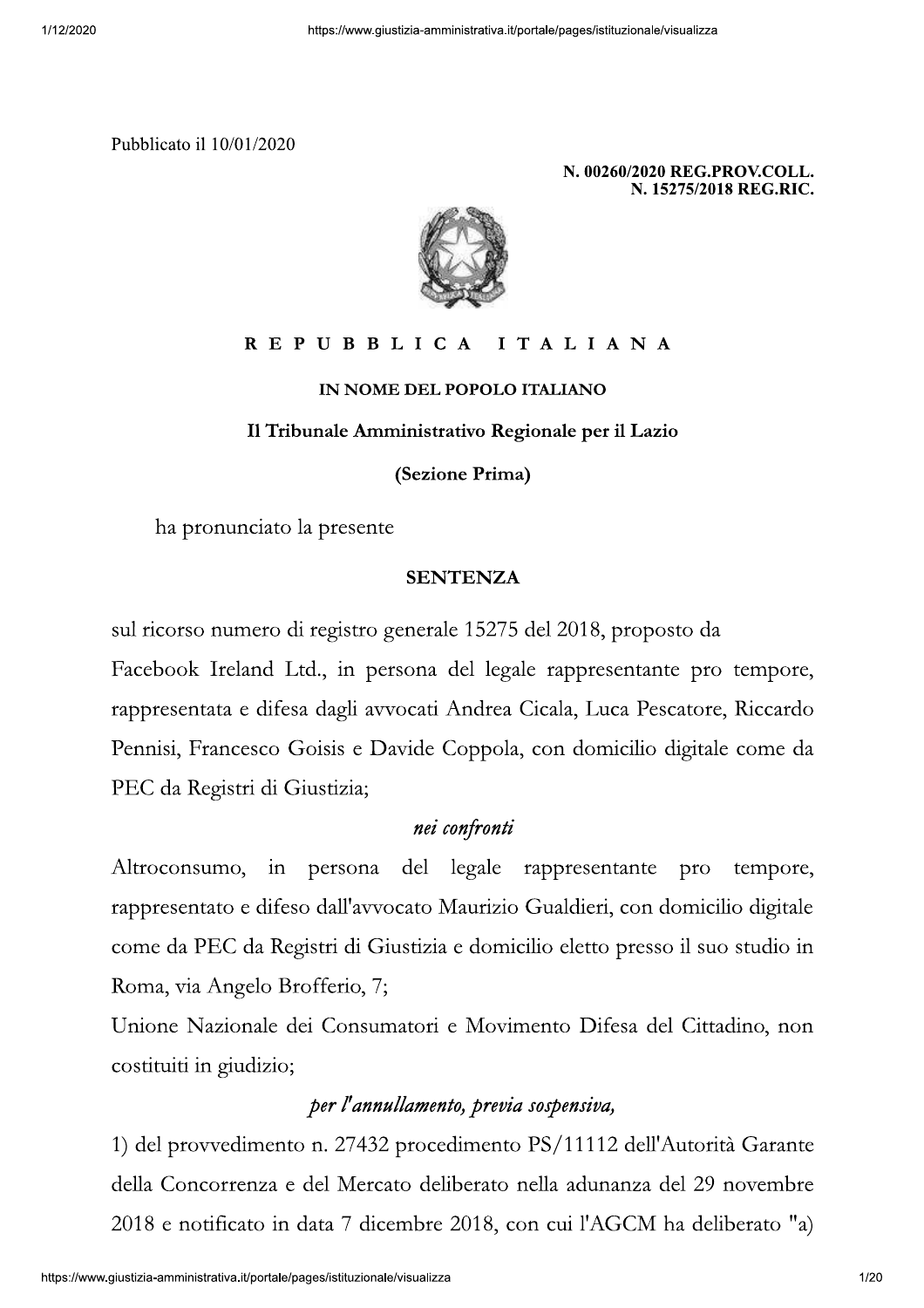Pubblicato il 10/01/2020

**N. 00260/2020 REG.PROV.COLL.**
**N. 15275/2018 REG.RIC.**

**R E P U B B L I C A   I T A L I A N A**

**IN NOME DEL POPOLO ITALIANO**

**Il Tribunale Amministrativo Regionale per il Lazio**

**(Sezione Prima)**

ha pronunciato la presente

**SENTENZA**

sul ricorso numero di registro generale 15275 del 2018, proposto da Facebook Ireland Ltd., in persona del legale rappresentante pro tempore, rappresentata e difesa dagli avvocati Andrea Cicala, Luca Pescatore, Riccardo Pennisi, Francesco Goisis e Davide Coppola, con domicilio digitale come da PEC da Registri di Giustizia;

*nei confronti*

Altroconsumo, in persona del legale rappresentante pro tempore, rappresentato e difeso dall'avvocato Maurizio Gualdieri, con domicilio digitale come da PEC da Registri di Giustizia e domicilio eletto presso il suo studio in Roma, via Angelo Brofferio, 7;

Unione Nazionale dei Consumatori e Movimento Difesa del Cittadino, non costituiti in giudizio;

*per l'annullamento, previa sospensiva,*

1) del provvedimento n. 27432 procedimento PS/11112 dell'Autorità Garante della Concorrenza e del Mercato deliberato nella adunanza del 29 novembre 2018 e notificato in data 7 dicembre 2018, con cui l'AGCM ha deliberato "a)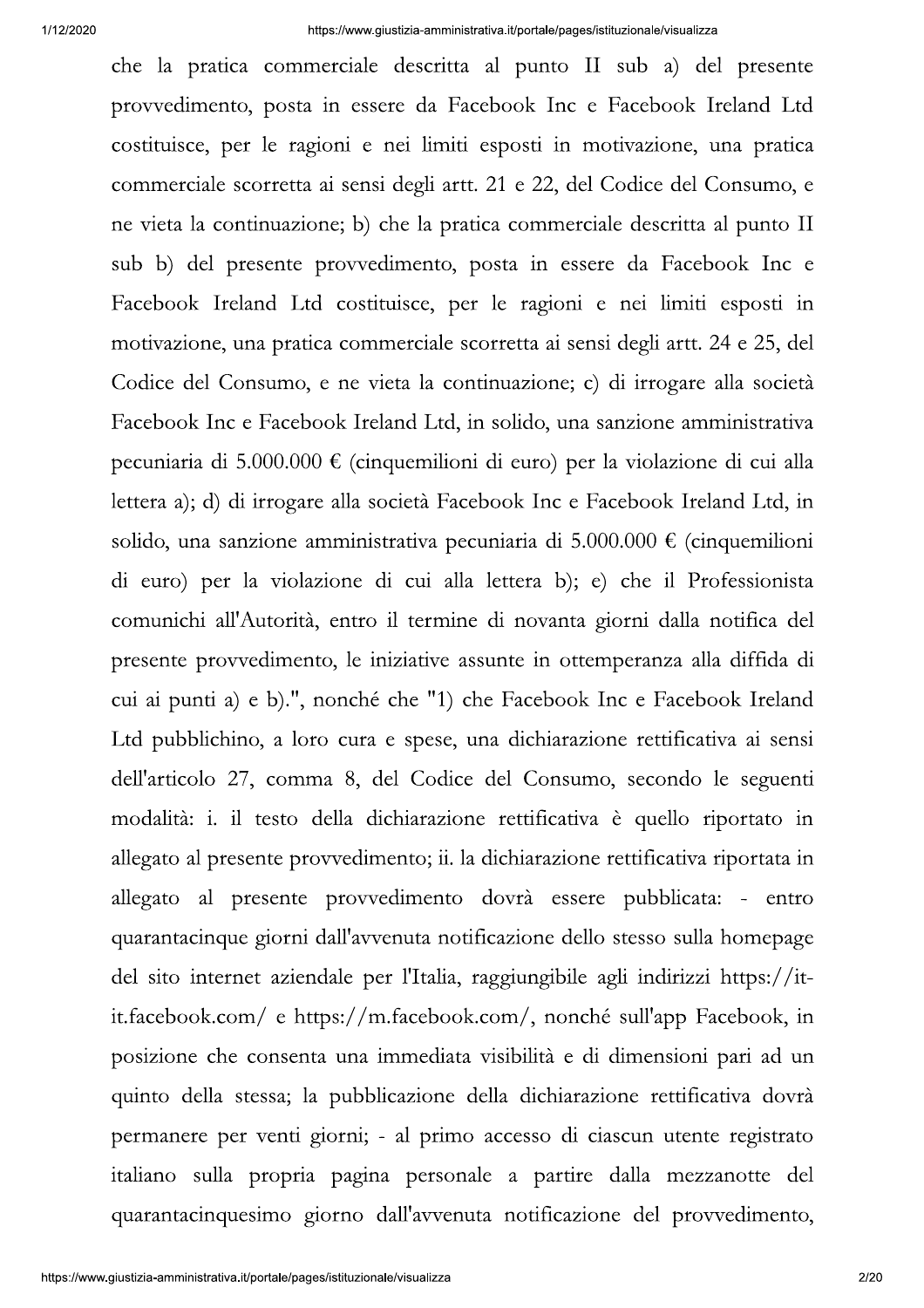che la pratica commerciale descritta al punto II sub a) del presente provvedimento, posta in essere da Facebook Inc e Facebook Ireland Ltd costituisce, per le ragioni e nei limiti esposti in motivazione, una pratica commerciale scorretta ai sensi degli artt. 21 e 22, del Codice del Consumo, e ne vieta la continuazione; b) che la pratica commerciale descritta al punto II sub b) del presente provvedimento, posta in essere da Facebook Inc e Facebook Ireland Ltd costituisce, per le ragioni e nei limiti esposti in motivazione, una pratica commerciale scorretta ai sensi degli artt. 24 e 25, del Codice del Consumo, e ne vieta la continuazione; c) di irrogare alla società Facebook Inc e Facebook Ireland Ltd, in solido, una sanzione amministrativa pecuniaria di 5.000.000 € (cinquemilioni di euro) per la violazione di cui alla lettera a); d) di irrogare alla società Facebook Inc e Facebook Ireland Ltd, in solido, una sanzione amministrativa pecuniaria di 5.000.000 € (cinquemilioni di euro) per la violazione di cui alla lettera b); e) che il Professionista comunichi all'Autorità, entro il termine di novanta giorni dalla notifica del presente provvedimento, le iniziative assunte in ottemperanza alla diffida di cui ai punti a) e b).", nonché che "1) che Facebook Inc e Facebook Ireland Ltd pubblichino, a loro cura e spese, una dichiarazione rettificativa ai sensi dell'articolo 27, comma 8, del Codice del Consumo, secondo le seguenti modalità: i. il testo della dichiarazione rettificativa è quello riportato in allegato al presente provvedimento; ii. la dichiarazione rettificativa riportata in allegato al presente provvedimento dovrà essere pubblicata: - entro quarantacinque giorni dall'avvenuta notificazione dello stesso sulla homepage del sito internet aziendale per l'Italia, raggiungibile agli indirizzi https://it-it.facebook.com/ e https://m.facebook.com/, nonché sull'app Facebook, in posizione che consenta una immediata visibilità e di dimensioni pari ad un quinto della stessa; la pubblicazione della dichiarazione rettificativa dovrà permanere per venti giorni; - al primo accesso di ciascun utente registrato italiano sulla propria pagina personale a partire dalla mezzanotte del quarantacinquesimo giorno dall'avvenuta notificazione del provvedimento,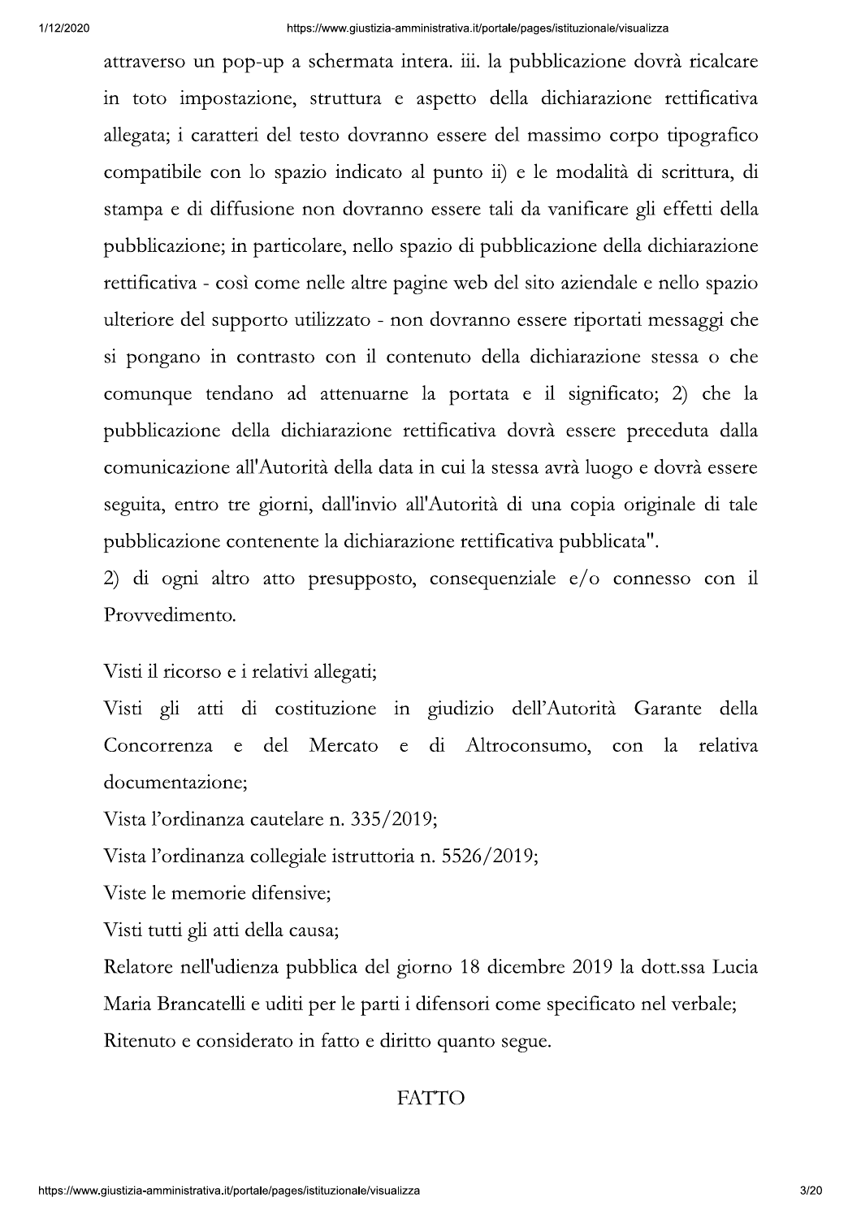attraverso un pop-up a schermata intera. iii. la pubblicazione dovrà ricalcare in toto impostazione, struttura e aspetto della dichiarazione rettificativa allegata; i caratteri del testo dovranno essere del massimo corpo tipografico compatibile con lo spazio indicato al punto ii) e le modalità di scrittura, di stampa e di diffusione non dovranno essere tali da vanificare gli effetti della pubblicazione; in particolare, nello spazio di pubblicazione della dichiarazione rettificativa - così come nelle altre pagine web del sito aziendale e nello spazio ulteriore del supporto utilizzato - non dovranno essere riportati messaggi che si pongano in contrasto con il contenuto della dichiarazione stessa o che comunque tendano ad attenuarne la portata e il significato; 2) che la pubblicazione della dichiarazione rettificativa dovrà essere preceduta dalla comunicazione all'Autorità della data in cui la stessa avrà luogo e dovrà essere seguita, entro tre giorni, dall'invio all'Autorità di una copia originale di tale pubblicazione contenente la dichiarazione rettificativa pubblicata".

2) di ogni altro atto presupposto, consequenziale e/o connesso con il Provvedimento.

Visti il ricorso e i relativi allegati;

Visti gli atti di costituzione in giudizio dell'Autorità Garante della Concorrenza e del Mercato e di Altroconsumo, con la relativa documentazione;

Vista l'ordinanza cautelare n. 335/2019;

Vista l'ordinanza collegiale istruttoria n. 5526/2019;

Viste le memorie difensive;

Visti tutti gli atti della causa;

Relatore nell'udienza pubblica del giorno 18 dicembre 2019 la dott.ssa Lucia Maria Brancatelli e uditi per le parti i difensori come specificato nel verbale;

Ritenuto e considerato in fatto e diritto quanto segue.

## FATTO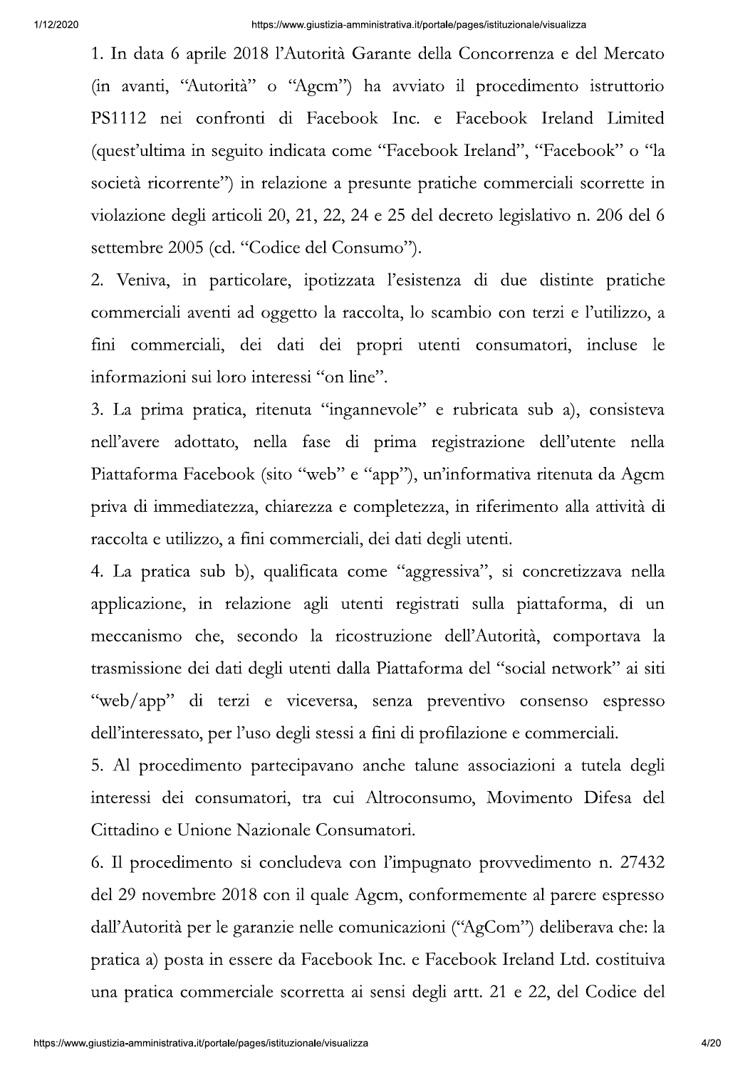1. In data 6 aprile 2018 l'Autorità Garante della Concorrenza e del Mercato (in avanti, "Autorità" o "Agcm") ha avviato il procedimento istruttorio PS1112 nei confronti di Facebook Inc. e Facebook Ireland Limited (quest'ultima in seguito indicata come "Facebook Ireland", "Facebook" o "la società ricorrente") in relazione a presunte pratiche commerciali scorrette in violazione degli articoli 20, 21, 22, 24 e 25 del decreto legislativo n. 206 del 6 settembre 2005 (cd. "Codice del Consumo").

2. Veniva, in particolare, ipotizzata l'esistenza di due distinte pratiche commerciali aventi ad oggetto la raccolta, lo scambio con terzi e l'utilizzo, a fini commerciali, dei dati dei propri utenti consumatori, incluse le informazioni sui loro interessi "on line".

3. La prima pratica, ritenuta "ingannevole" e rubricata sub a), consisteva nell'avere adottato, nella fase di prima registrazione dell'utente nella Piattaforma Facebook (sito "web" e "app"), un'informativa ritenuta da Agcm priva di immediatezza, chiarezza e completezza, in riferimento alla attività di raccolta e utilizzo, a fini commerciali, dei dati degli utenti.

4. La pratica sub b), qualificata come "aggressiva", si concretizzava nella applicazione, in relazione agli utenti registrati sulla piattaforma, di un meccanismo che, secondo la ricostruzione dell'Autorità, comportava la trasmissione dei dati degli utenti dalla Piattaforma del "social network" ai siti "web/app" di terzi e viceversa, senza preventivo consenso espresso dell'interessato, per l'uso degli stessi a fini di profilazione e commerciali.

5. Al procedimento partecipavano anche talune associazioni a tutela degli interessi dei consumatori, tra cui Altroconsumo, Movimento Difesa del Cittadino e Unione Nazionale Consumatori.

6. Il procedimento si concludeva con l'impugnato provvedimento n. 27432 del 29 novembre 2018 con il quale Agcm, conformemente al parere espresso dall'Autorità per le garanzie nelle comunicazioni ("AgCom") deliberava che: la pratica a) posta in essere da Facebook Inc. e Facebook Ireland Ltd. costituiva una pratica commerciale scorretta ai sensi degli artt. 21 e 22, del Codice del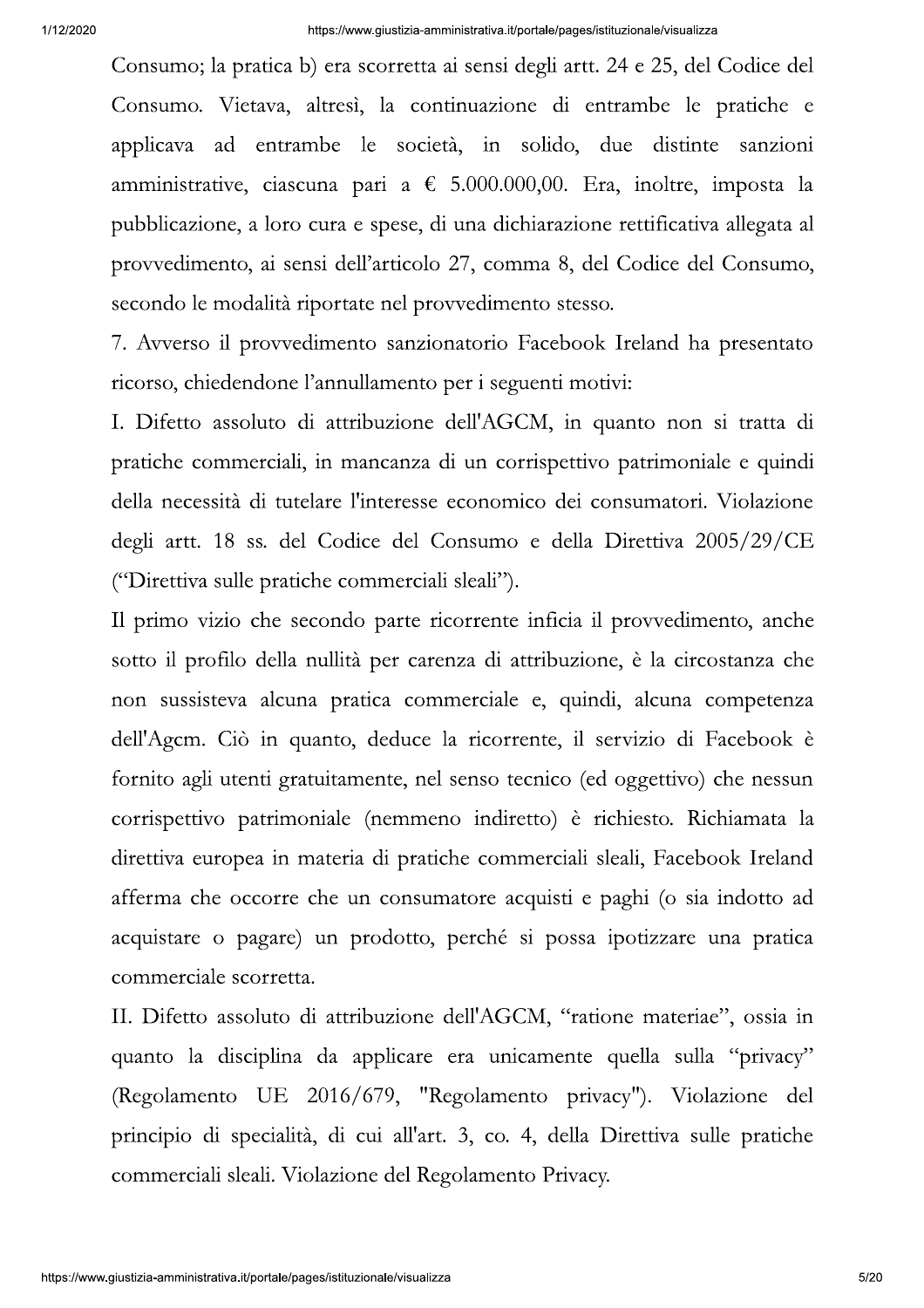Consumo; la pratica b) era scorretta ai sensi degli artt. 24 e 25, del Codice del Consumo. Vietava, altresì, la continuazione di entrambe le pratiche e applicava ad entrambe le società, in solido, due distinte sanzioni amministrative, ciascuna pari a € 5.000.000,00. Era, inoltre, imposta la pubblicazione, a loro cura e spese, di una dichiarazione rettificativa allegata al provvedimento, ai sensi dell'articolo 27, comma 8, del Codice del Consumo, secondo le modalità riportate nel provvedimento stesso.

7. Avverso il provvedimento sanzionatorio Facebook Ireland ha presentato ricorso, chiedendone l'annullamento per i seguenti motivi:

I. Difetto assoluto di attribuzione dell'AGCM, in quanto non si tratta di pratiche commerciali, in mancanza di un corrispettivo patrimoniale e quindi della necessità di tutelare l'interesse economico dei consumatori. Violazione degli artt. 18 ss. del Codice del Consumo e della Direttiva 2005/29/CE ("Direttiva sulle pratiche commerciali sleali").

Il primo vizio che secondo parte ricorrente inficia il provvedimento, anche sotto il profilo della nullità per carenza di attribuzione, è la circostanza che non sussisteva alcuna pratica commerciale e, quindi, alcuna competenza dell'Agcm. Ciò in quanto, deduce la ricorrente, il servizio di Facebook è fornito agli utenti gratuitamente, nel senso tecnico (ed oggettivo) che nessun corrispettivo patrimoniale (nemmeno indiretto) è richiesto. Richiamata la direttiva europea in materia di pratiche commerciali sleali, Facebook Ireland afferma che occorre che un consumatore acquisti e paghi (o sia indotto ad acquistare o pagare) un prodotto, perché si possa ipotizzare una pratica commerciale scorretta.

II. Difetto assoluto di attribuzione dell'AGCM, "ratione materiae", ossia in quanto la disciplina da applicare era unicamente quella sulla "privacy" (Regolamento UE 2016/679, "Regolamento privacy"). Violazione del principio di specialità, di cui all'art. 3, co. 4, della Direttiva sulle pratiche commerciali sleali. Violazione del Regolamento Privacy.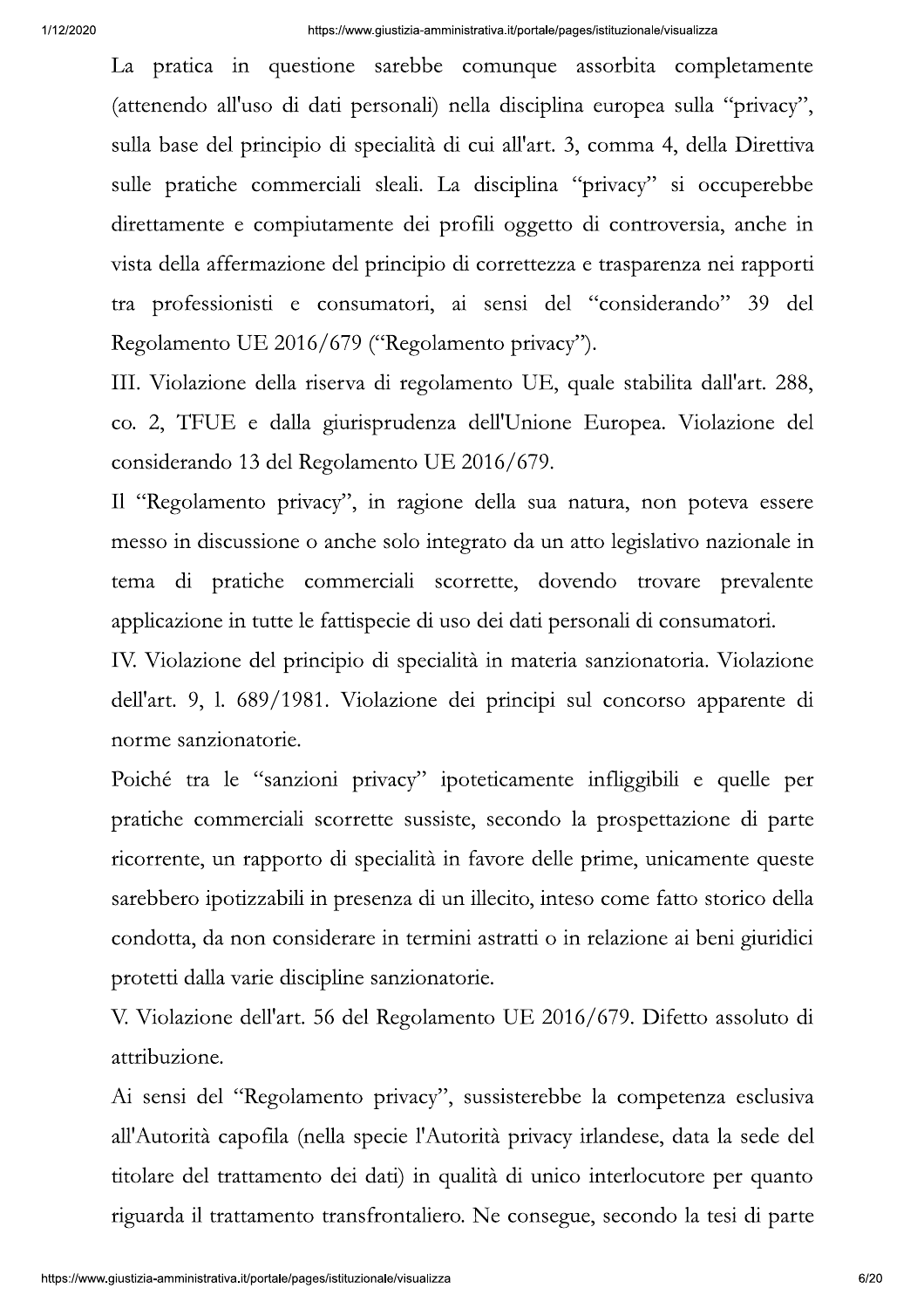La pratica in questione sarebbe comunque assorbita completamente (attenendo all'uso di dati personali) nella disciplina europea sulla "privacy", sulla base del principio di specialità di cui all'art. 3, comma 4, della Direttiva sulle pratiche commerciali sleali. La disciplina "privacy" si occuperebbe direttamente e compiutamente dei profili oggetto di controversia, anche in vista della affermazione del principio di correttezza e trasparenza nei rapporti tra professionisti e consumatori, ai sensi del "considerando" 39 del Regolamento UE 2016/679 ("Regolamento privacy").

III. Violazione della riserva di regolamento UE, quale stabilita dall'art. 288, co. 2, TFUE e dalla giurisprudenza dell'Unione Europea. Violazione del considerando 13 del Regolamento UE 2016/679.

Il "Regolamento privacy", in ragione della sua natura, non poteva essere messo in discussione o anche solo integrato da un atto legislativo nazionale in tema di pratiche commerciali scorrette, dovendo trovare prevalente applicazione in tutte le fattispecie di uso dei dati personali di consumatori.

IV. Violazione del principio di specialità in materia sanzionatoria. Violazione dell'art. 9, l. 689/1981. Violazione dei principi sul concorso apparente di norme sanzionatorie.

Poiché tra le "sanzioni privacy" ipoteticamente infliggibili e quelle per pratiche commerciali scorrette sussiste, secondo la prospettazione di parte ricorrente, un rapporto di specialità in favore delle prime, unicamente queste sarebbero ipotizzabili in presenza di un illecito, inteso come fatto storico della condotta, da non considerare in termini astratti o in relazione ai beni giuridici protetti dalla varie discipline sanzionatorie.

V. Violazione dell'art. 56 del Regolamento UE 2016/679. Difetto assoluto di attribuzione.

Ai sensi del "Regolamento privacy", sussisterebbe la competenza esclusiva all'Autorità capofila (nella specie l'Autorità privacy irlandese, data la sede del titolare del trattamento dei dati) in qualità di unico interlocutore per quanto riguarda il trattamento transfrontaliero. Ne consegue, secondo la tesi di parte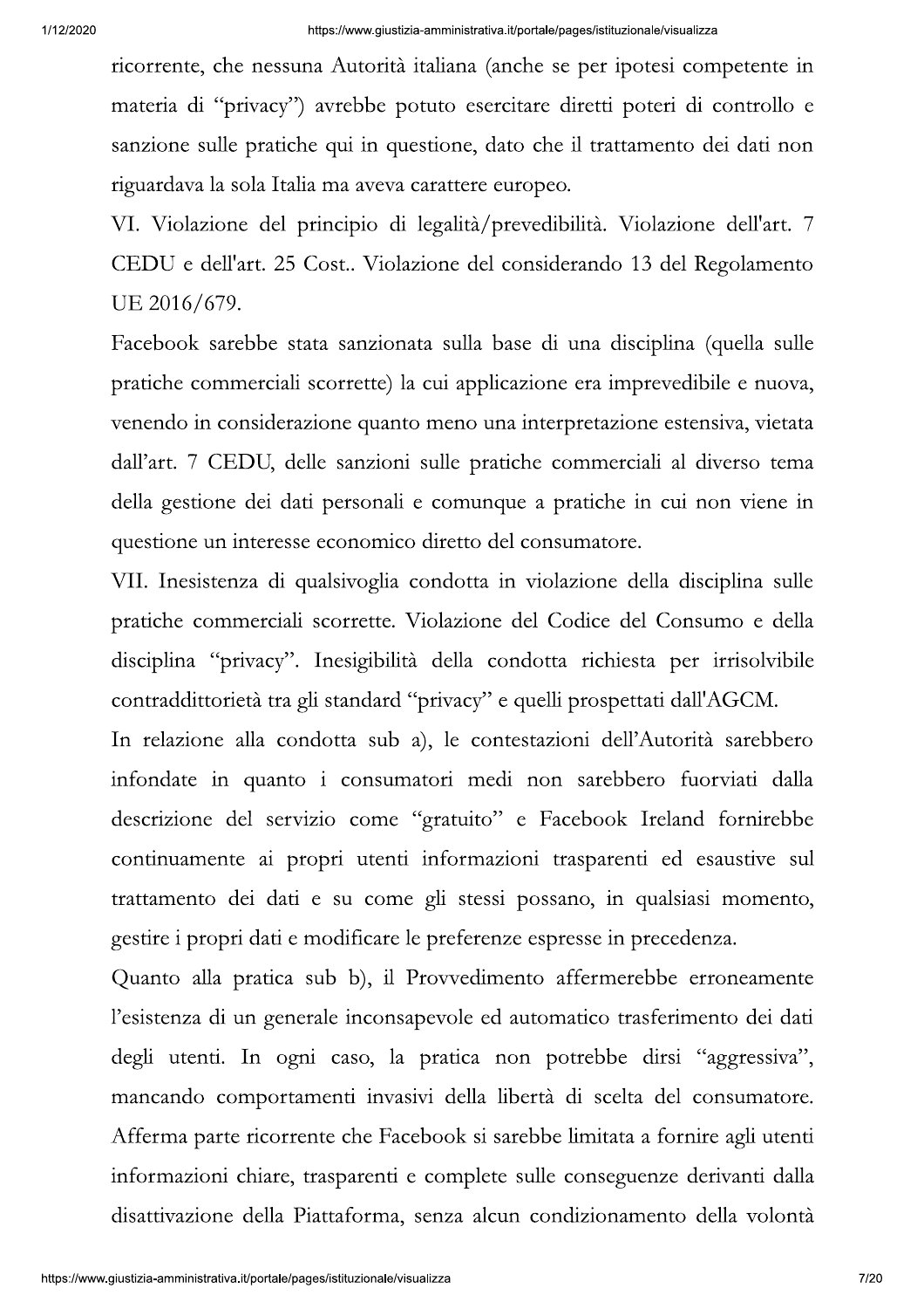ricorrente, che nessuna Autorità italiana (anche se per ipotesi competente in materia di "privacy") avrebbe potuto esercitare diretti poteri di controllo e sanzione sulle pratiche qui in questione, dato che il trattamento dei dati non riguardava la sola Italia ma aveva carattere europeo.

VI. Violazione del principio di legalità/prevedibilità. Violazione dell'art. 7 CEDU e dell'art. 25 Cost.. Violazione del considerando 13 del Regolamento UE 2016/679.

Facebook sarebbe stata sanzionata sulla base di una disciplina (quella sulle pratiche commerciali scorrette) la cui applicazione era imprevedibile e nuova, venendo in considerazione quanto meno una interpretazione estensiva, vietata dall'art. 7 CEDU, delle sanzioni sulle pratiche commerciali al diverso tema della gestione dei dati personali e comunque a pratiche in cui non viene in questione un interesse economico diretto del consumatore.

VII. Inesistenza di qualsivoglia condotta in violazione della disciplina sulle pratiche commerciali scorrette. Violazione del Codice del Consumo e della disciplina "privacy". Inesigibilità della condotta richiesta per irrisolvibile contraddittorietà tra gli standard "privacy" e quelli prospettati dall'AGCM.

In relazione alla condotta sub a), le contestazioni dell'Autorità sarebbero infondate in quanto i consumatori medi non sarebbero fuorviati dalla descrizione del servizio come "gratuito" e Facebook Ireland fornirebbe continuamente ai propri utenti informazioni trasparenti ed esaustive sul trattamento dei dati e su come gli stessi possano, in qualsiasi momento, gestire i propri dati e modificare le preferenze espresse in precedenza.

Quanto alla pratica sub b), il Provvedimento affermerebbe erroneamente l'esistenza di un generale inconsapevole ed automatico trasferimento dei dati degli utenti. In ogni caso, la pratica non potrebbe dirsi "aggressiva", mancando comportamenti invasivi della libertà di scelta del consumatore. Afferma parte ricorrente che Facebook si sarebbe limitata a fornire agli utenti informazioni chiare, trasparenti e complete sulle conseguenze derivanti dalla disattivazione della Piattaforma, senza alcun condizionamento della volontà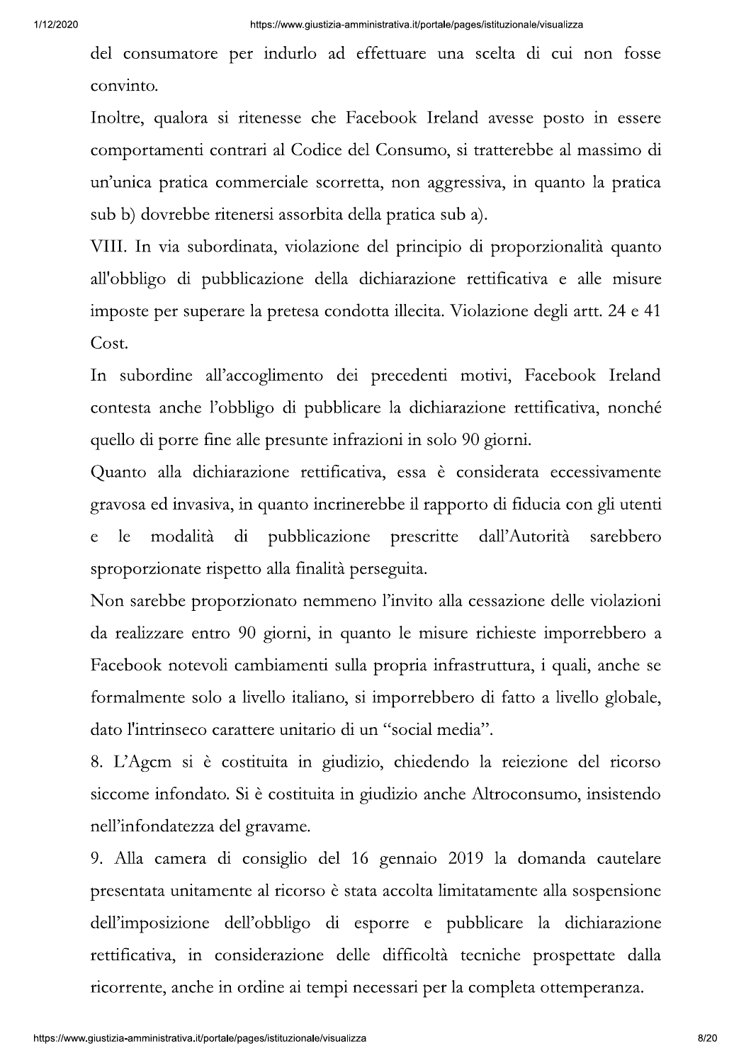del consumatore per indurlo ad effettuare una scelta di cui non fosse convinto.

Inoltre, qualora si ritenesse che Facebook Ireland avesse posto in essere comportamenti contrari al Codice del Consumo, si tratterebbe al massimo di un'unica pratica commerciale scorretta, non aggressiva, in quanto la pratica sub b) dovrebbe ritenersi assorbita della pratica sub a).

VIII. In via subordinata, violazione del principio di proporzionalità quanto all'obbligo di pubblicazione della dichiarazione rettificativa e alle misure imposte per superare la pretesa condotta illecita. Violazione degli artt. 24 e 41 Cost.

In subordine all'accoglimento dei precedenti motivi, Facebook Ireland contesta anche l'obbligo di pubblicare la dichiarazione rettificativa, nonché quello di porre fine alle presunte infrazioni in solo 90 giorni.

Quanto alla dichiarazione rettificativa, essa è considerata eccessivamente gravosa ed invasiva, in quanto incrinerebbe il rapporto di fiducia con gli utenti e le modalità di pubblicazione prescritte dall'Autorità sarebbero sproporzionate rispetto alla finalità perseguita.

Non sarebbe proporzionato nemmeno l'invito alla cessazione delle violazioni da realizzare entro 90 giorni, in quanto le misure richieste imporrebbero a Facebook notevoli cambiamenti sulla propria infrastruttura, i quali, anche se formalmente solo a livello italiano, si imporrebbero di fatto a livello globale, dato l'intrinseco carattere unitario di un "social media".

8. L'Agcm si è costituita in giudizio, chiedendo la reiezione del ricorso siccome infondato. Si è costituita in giudizio anche Altroconsumo, insistendo nell'infondatezza del gravame.

9. Alla camera di consiglio del 16 gennaio 2019 la domanda cautelare presentata unitamente al ricorso è stata accolta limitatamente alla sospensione dell'imposizione dell'obbligo di esporre e pubblicare la dichiarazione rettificativa, in considerazione delle difficoltà tecniche prospettate dalla ricorrente, anche in ordine ai tempi necessari per la completa ottemperanza.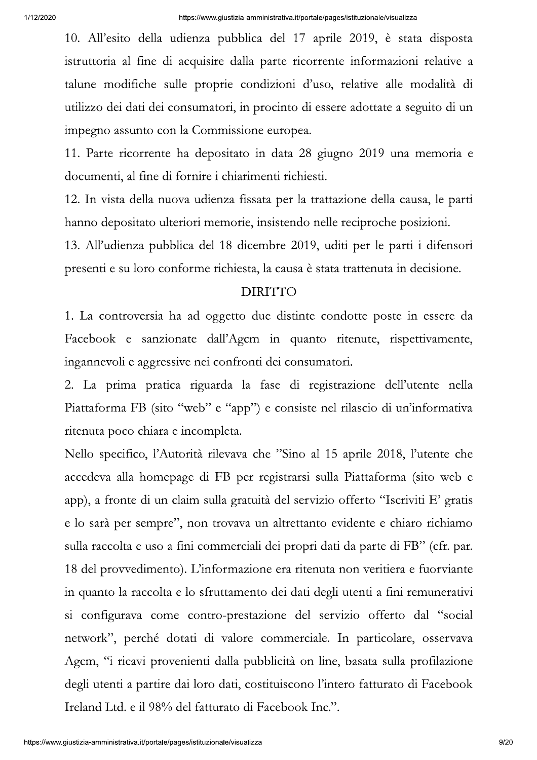10. All'esito della udienza pubblica del 17 aprile 2019, è stata disposta istruttoria al fine di acquisire dalla parte ricorrente informazioni relative a talune modifiche sulle proprie condizioni d'uso, relative alle modalità di utilizzo dei dati dei consumatori, in procinto di essere adottate a seguito di un impegno assunto con la Commissione europea.

11. Parte ricorrente ha depositato in data 28 giugno 2019 una memoria e documenti, al fine di fornire i chiarimenti richiesti.

12. In vista della nuova udienza fissata per la trattazione della causa, le parti hanno depositato ulteriori memorie, insistendo nelle reciproche posizioni.

13. All'udienza pubblica del 18 dicembre 2019, uditi per le parti i difensori presenti e su loro conforme richiesta, la causa è stata trattenuta in decisione.

## DIRITTO

1. La controversia ha ad oggetto due distinte condotte poste in essere da Facebook e sanzionate dall'Agcm in quanto ritenute, rispettivamente, ingannevoli e aggressive nei confronti dei consumatori.

2. La prima pratica riguarda la fase di registrazione dell'utente nella Piattaforma FB (sito "web" e "app") e consiste nel rilascio di un'informativa ritenuta poco chiara e incompleta.

Nello specifico, l'Autorità rilevava che "Sino al 15 aprile 2018, l'utente che accedeva alla homepage di FB per registrarsi sulla Piattaforma (sito web e app), a fronte di un claim sulla gratuità del servizio offerto "Iscriviti E' gratis e lo sarà per sempre", non trovava un altrettanto evidente e chiaro richiamo sulla raccolta e uso a fini commerciali dei propri dati da parte di FB" (cfr. par. 18 del provvedimento). L'informazione era ritenuta non veritiera e fuorviante in quanto la raccolta e lo sfruttamento dei dati degli utenti a fini remunerativi si configurava come contro-prestazione del servizio offerto dal "social network", perché dotati di valore commerciale. In particolare, osservava Agcm, "i ricavi provenienti dalla pubblicità on line, basata sulla profilazione degli utenti a partire dai loro dati, costituiscono l'intero fatturato di Facebook Ireland Ltd. e il 98% del fatturato di Facebook Inc.".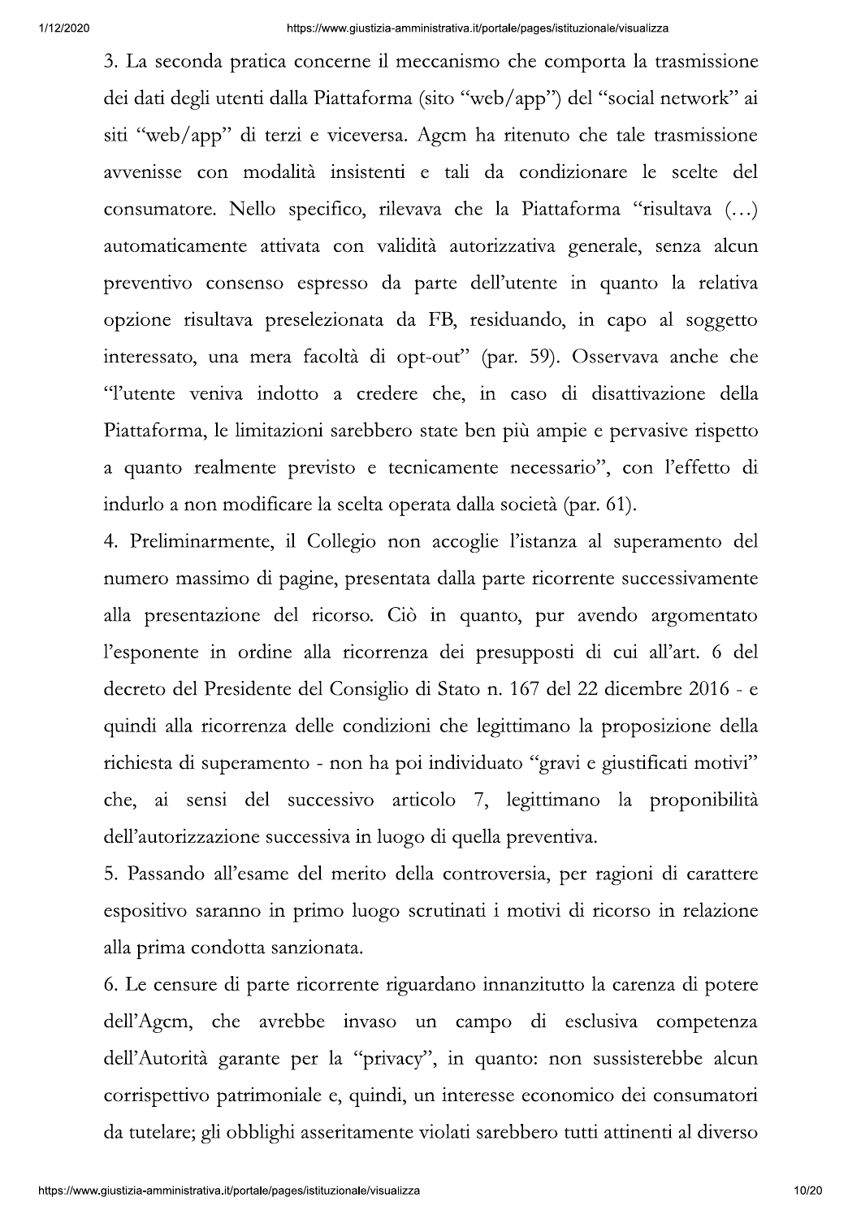3. La seconda pratica concerne il meccanismo che comporta la trasmissione dei dati degli utenti dalla Piattaforma (sito "web/app") del "social network" ai siti "web/app" di terzi e viceversa. Agcm ha ritenuto che tale trasmissione avvenisse con modalità insistenti e tali da condizionare le scelte del consumatore. Nello specifico, rilevava che la Piattaforma "risultava (…) automaticamente attivata con validità autorizzativa generale, senza alcun preventivo consenso espresso da parte dell'utente in quanto la relativa opzione risultava preselezionata da FB, residuando, in capo al soggetto interessato, una mera facoltà di opt-out" (par. 59). Osservava anche che "l'utente veniva indotto a credere che, in caso di disattivazione della Piattaforma, le limitazioni sarebbero state ben più ampie e pervasive rispetto a quanto realmente previsto e tecnicamente necessario", con l'effetto di indurlo a non modificare la scelta operata dalla società (par. 61).

4. Preliminarmente, il Collegio non accoglie l'istanza al superamento del numero massimo di pagine, presentata dalla parte ricorrente successivamente alla presentazione del ricorso. Ciò in quanto, pur avendo argomentato l'esponente in ordine alla ricorrenza dei presupposti di cui all'art. 6 del decreto del Presidente del Consiglio di Stato n. 167 del 22 dicembre 2016 - e quindi alla ricorrenza delle condizioni che legittimano la proposizione della richiesta di superamento - non ha poi individuato "gravi e giustificati motivi" che, ai sensi del successivo articolo 7, legittimano la proponibilità dell'autorizzazione successiva in luogo di quella preventiva.

5. Passando all'esame del merito della controversia, per ragioni di carattere espositivo saranno in primo luogo scrutinati i motivi di ricorso in relazione alla prima condotta sanzionata.

6. Le censure di parte ricorrente riguardano innanzitutto la carenza di potere dell'Agcm, che avrebbe invaso un campo di esclusiva competenza dell'Autorità garante per la "privacy", in quanto: non sussisterebbe alcun corrispettivo patrimoniale e, quindi, un interesse economico dei consumatori da tutelare; gli obblighi asseritamente violati sarebbero tutti attinenti al diverso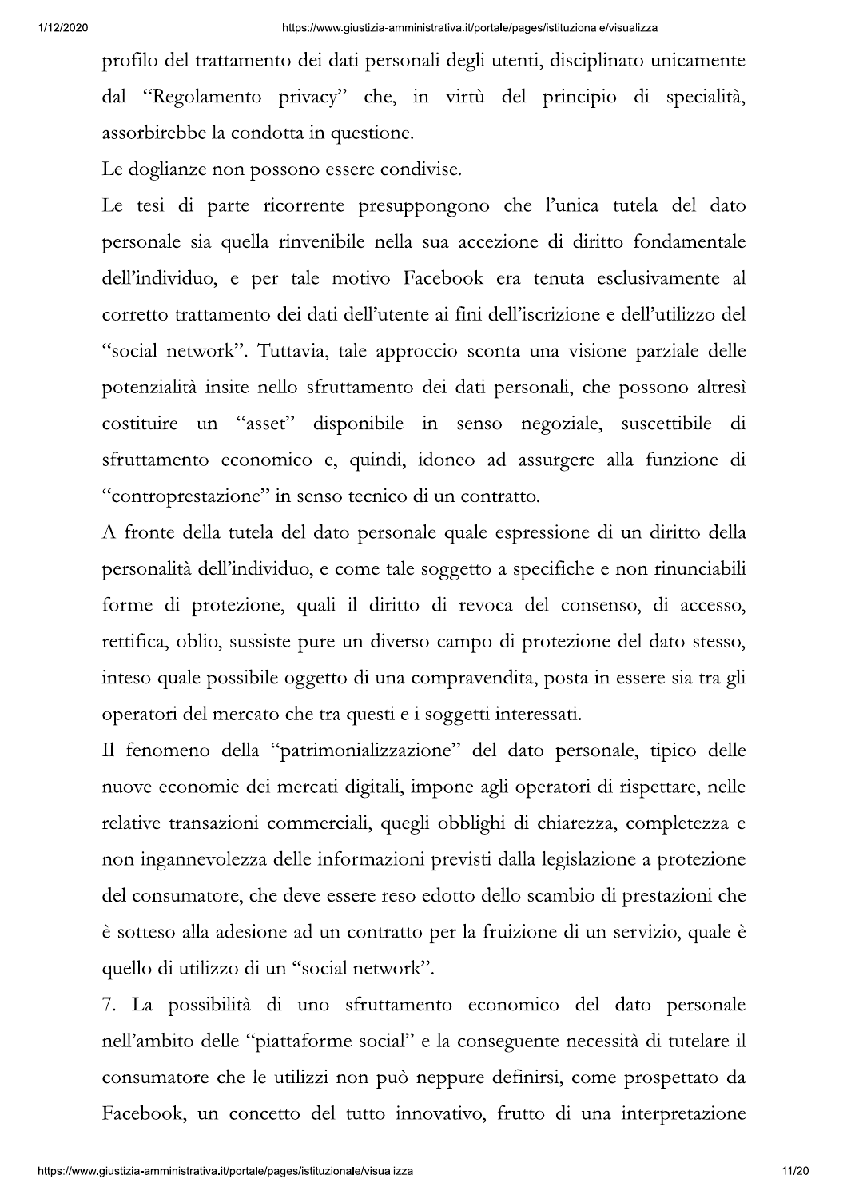profilo del trattamento dei dati personali degli utenti, disciplinato unicamente dal "Regolamento privacy" che, in virtù del principio di specialità, assorbirebbe la condotta in questione.

Le doglianze non possono essere condivise.

Le tesi di parte ricorrente presuppongono che l'unica tutela del dato personale sia quella rinvenibile nella sua accezione di diritto fondamentale dell'individuo, e per tale motivo Facebook era tenuta esclusivamente al corretto trattamento dei dati dell'utente ai fini dell'iscrizione e dell'utilizzo del "social network". Tuttavia, tale approccio sconta una visione parziale delle potenzialità insite nello sfruttamento dei dati personali, che possono altresì costituire un "asset" disponibile in senso negoziale, suscettibile di sfruttamento economico e, quindi, idoneo ad assurgere alla funzione di "controprestazione" in senso tecnico di un contratto.

A fronte della tutela del dato personale quale espressione di un diritto della personalità dell'individuo, e come tale soggetto a specifiche e non rinunciabili forme di protezione, quali il diritto di revoca del consenso, di accesso, rettifica, oblio, sussiste pure un diverso campo di protezione del dato stesso, inteso quale possibile oggetto di una compravendita, posta in essere sia tra gli operatori del mercato che tra questi e i soggetti interessati.

Il fenomeno della "patrimonializzazione" del dato personale, tipico delle nuove economie dei mercati digitali, impone agli operatori di rispettare, nelle relative transazioni commerciali, quegli obblighi di chiarezza, completezza e non ingannevolezza delle informazioni previsti dalla legislazione a protezione del consumatore, che deve essere reso edotto dello scambio di prestazioni che è sotteso alla adesione ad un contratto per la fruizione di un servizio, quale è quello di utilizzo di un "social network".

7. La possibilità di uno sfruttamento economico del dato personale nell'ambito delle "piattaforme social" e la conseguente necessità di tutelare il consumatore che le utilizzi non può neppure definirsi, come prospettato da Facebook, un concetto del tutto innovativo, frutto di una interpretazione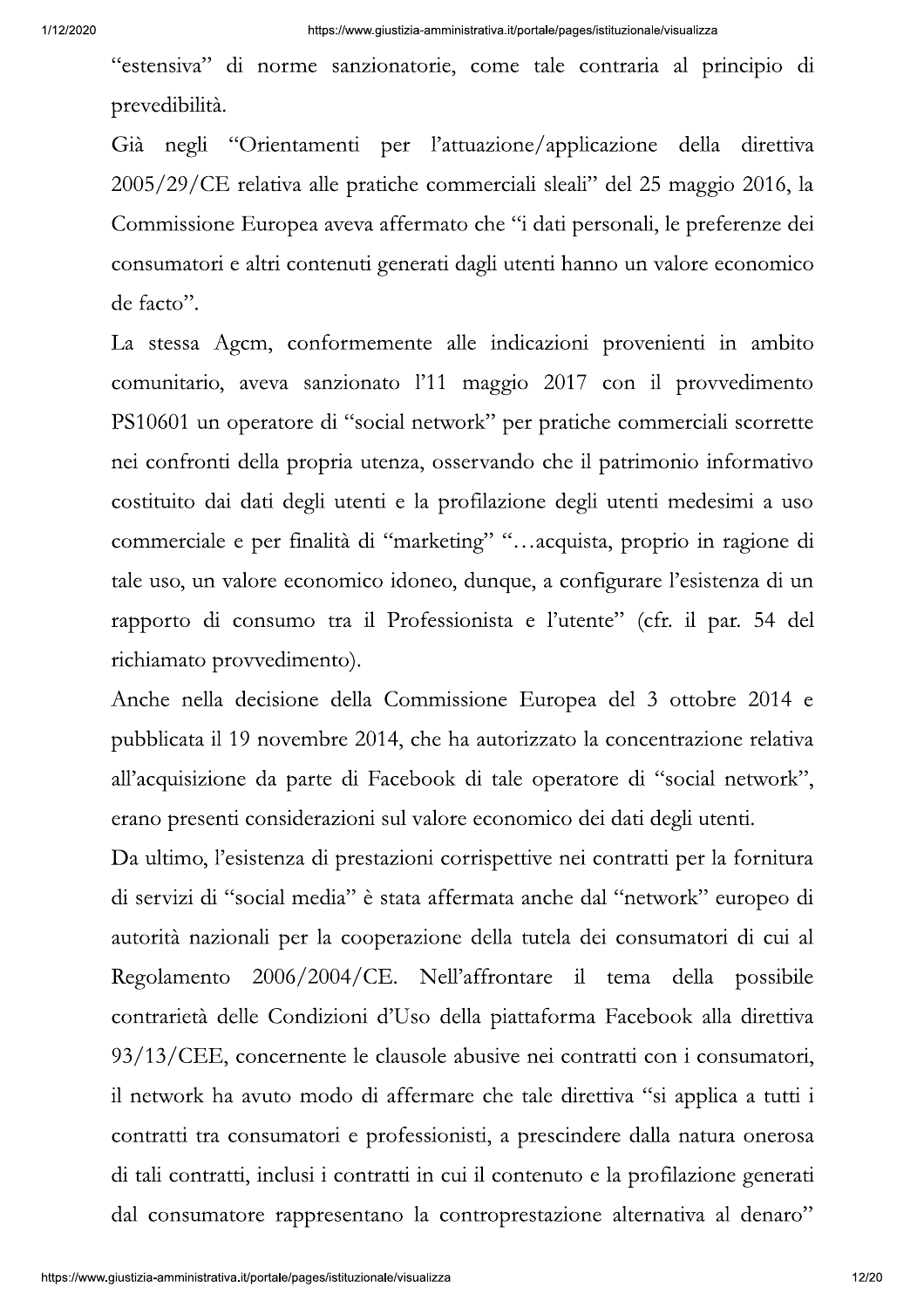"estensiva" di norme sanzionatorie, come tale contraria al principio di prevedibilità.

Già negli "Orientamenti per l'attuazione/applicazione della direttiva 2005/29/CE relativa alle pratiche commerciali sleali" del 25 maggio 2016, la Commissione Europea aveva affermato che "i dati personali, le preferenze dei consumatori e altri contenuti generati dagli utenti hanno un valore economico de facto".

La stessa Agcm, conformemente alle indicazioni provenienti in ambito comunitario, aveva sanzionato l'11 maggio 2017 con il provvedimento PS10601 un operatore di "social network" per pratiche commerciali scorrette nei confronti della propria utenza, osservando che il patrimonio informativo costituito dai dati degli utenti e la profilazione degli utenti medesimi a uso commerciale e per finalità di "marketing" "…acquista, proprio in ragione di tale uso, un valore economico idoneo, dunque, a configurare l'esistenza di un rapporto di consumo tra il Professionista e l'utente" (cfr. il par. 54 del richiamato provvedimento).

Anche nella decisione della Commissione Europea del 3 ottobre 2014 e pubblicata il 19 novembre 2014, che ha autorizzato la concentrazione relativa all'acquisizione da parte di Facebook di tale operatore di "social network", erano presenti considerazioni sul valore economico dei dati degli utenti.

Da ultimo, l'esistenza di prestazioni corrispettive nei contratti per la fornitura di servizi di "social media" è stata affermata anche dal "network" europeo di autorità nazionali per la cooperazione della tutela dei consumatori di cui al Regolamento 2006/2004/CE. Nell'affrontare il tema della possibile contrarietà delle Condizioni d'Uso della piattaforma Facebook alla direttiva 93/13/CEE, concernente le clausole abusive nei contratti con i consumatori, il network ha avuto modo di affermare che tale direttiva "si applica a tutti i contratti tra consumatori e professionisti, a prescindere dalla natura onerosa di tali contratti, inclusi i contratti in cui il contenuto e la profilazione generati dal consumatore rappresentano la controprestazione alternativa al denaro"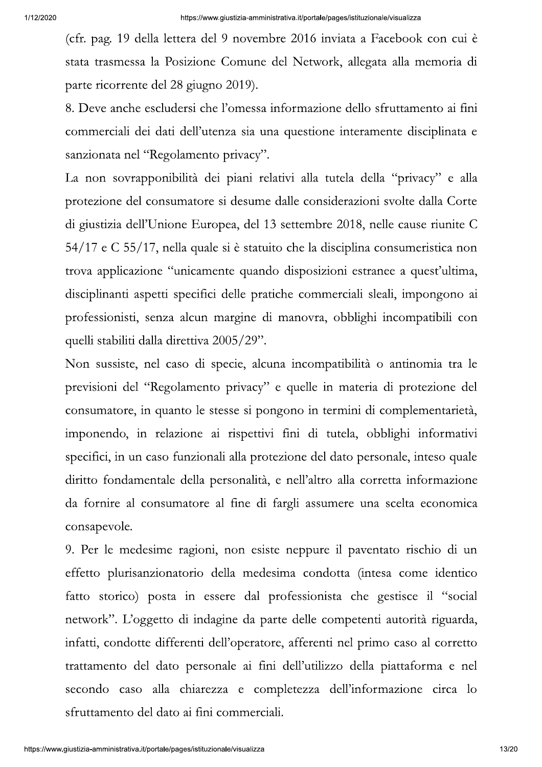(cfr. pag. 19 della lettera del 9 novembre 2016 inviata a Facebook con cui è stata trasmessa la Posizione Comune del Network, allegata alla memoria di parte ricorrente del 28 giugno 2019).

8. Deve anche escludersi che l'omessa informazione dello sfruttamento ai fini commerciali dei dati dell'utenza sia una questione interamente disciplinata e sanzionata nel "Regolamento privacy".

La non sovrapponibilità dei piani relativi alla tutela della "privacy" e alla protezione del consumatore si desume dalle considerazioni svolte dalla Corte di giustizia dell'Unione Europea, del 13 settembre 2018, nelle cause riunite C 54/17 e C 55/17, nella quale si è statuito che la disciplina consumeristica non trova applicazione "unicamente quando disposizioni estranee a quest'ultima, disciplinanti aspetti specifici delle pratiche commerciali sleali, impongono ai professionisti, senza alcun margine di manovra, obblighi incompatibili con quelli stabiliti dalla direttiva 2005/29".

Non sussiste, nel caso di specie, alcuna incompatibilità o antinomia tra le previsioni del "Regolamento privacy" e quelle in materia di protezione del consumatore, in quanto le stesse si pongono in termini di complementarietà, imponendo, in relazione ai rispettivi fini di tutela, obblighi informativi specifici, in un caso funzionali alla protezione del dato personale, inteso quale diritto fondamentale della personalità, e nell'altro alla corretta informazione da fornire al consumatore al fine di fargli assumere una scelta economica consapevole.

9. Per le medesime ragioni, non esiste neppure il paventato rischio di un effetto plurisanzionatorio della medesima condotta (intesa come identico fatto storico) posta in essere dal professionista che gestisce il "social network". L'oggetto di indagine da parte delle competenti autorità riguarda, infatti, condotte differenti dell'operatore, afferenti nel primo caso al corretto trattamento del dato personale ai fini dell'utilizzo della piattaforma e nel secondo caso alla chiarezza e completezza dell'informazione circa lo sfruttamento del dato ai fini commerciali.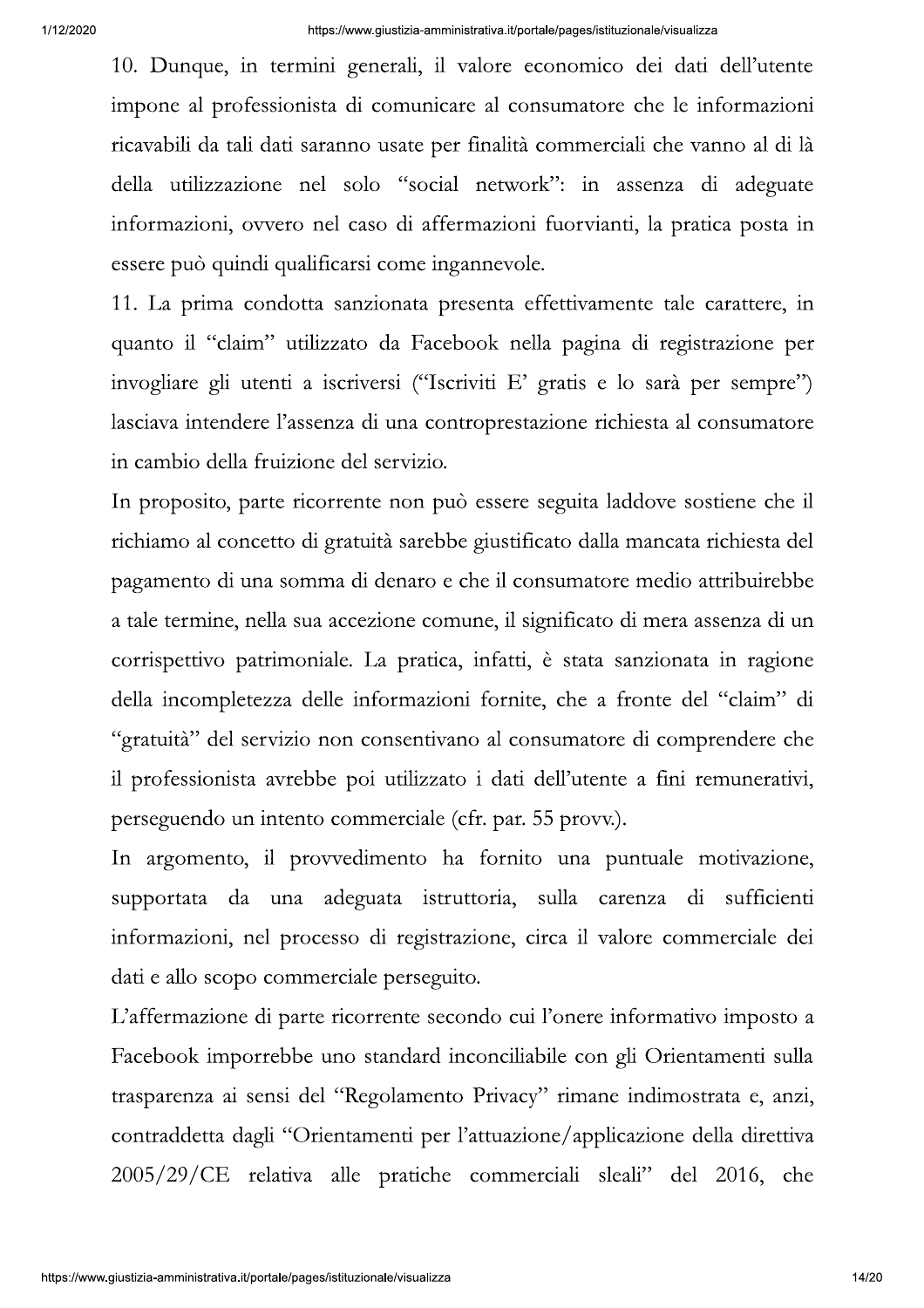10. Dunque, in termini generali, il valore economico dei dati dell'utente impone al professionista di comunicare al consumatore che le informazioni ricavabili da tali dati saranno usate per finalità commerciali che vanno al di là della utilizzazione nel solo "social network": in assenza di adeguate informazioni, ovvero nel caso di affermazioni fuorvianti, la pratica posta in essere può quindi qualificarsi come ingannevole.

11. La prima condotta sanzionata presenta effettivamente tale carattere, in quanto il "claim" utilizzato da Facebook nella pagina di registrazione per invogliare gli utenti a iscriversi ("Iscriviti E' gratis e lo sarà per sempre") lasciava intendere l'assenza di una controprestazione richiesta al consumatore in cambio della fruizione del servizio.

In proposito, parte ricorrente non può essere seguita laddove sostiene che il richiamo al concetto di gratuità sarebbe giustificato dalla mancata richiesta del pagamento di una somma di denaro e che il consumatore medio attribuirebbe a tale termine, nella sua accezione comune, il significato di mera assenza di un corrispettivo patrimoniale. La pratica, infatti, è stata sanzionata in ragione della incompletezza delle informazioni fornite, che a fronte del "claim" di "gratuità" del servizio non consentivano al consumatore di comprendere che il professionista avrebbe poi utilizzato i dati dell'utente a fini remunerativi, perseguendo un intento commerciale (cfr. par. 55 provv.).

In argomento, il provvedimento ha fornito una puntuale motivazione, supportata da una adeguata istruttoria, sulla carenza di sufficienti informazioni, nel processo di registrazione, circa il valore commerciale dei dati e allo scopo commerciale perseguito.

L'affermazione di parte ricorrente secondo cui l'onere informativo imposto a Facebook imporrebbe uno standard inconciliabile con gli Orientamenti sulla trasparenza ai sensi del "Regolamento Privacy" rimane indimostrata e, anzi, contraddetta dagli "Orientamenti per l'attuazione/applicazione della direttiva 2005/29/CE relativa alle pratiche commerciali sleali" del 2016, che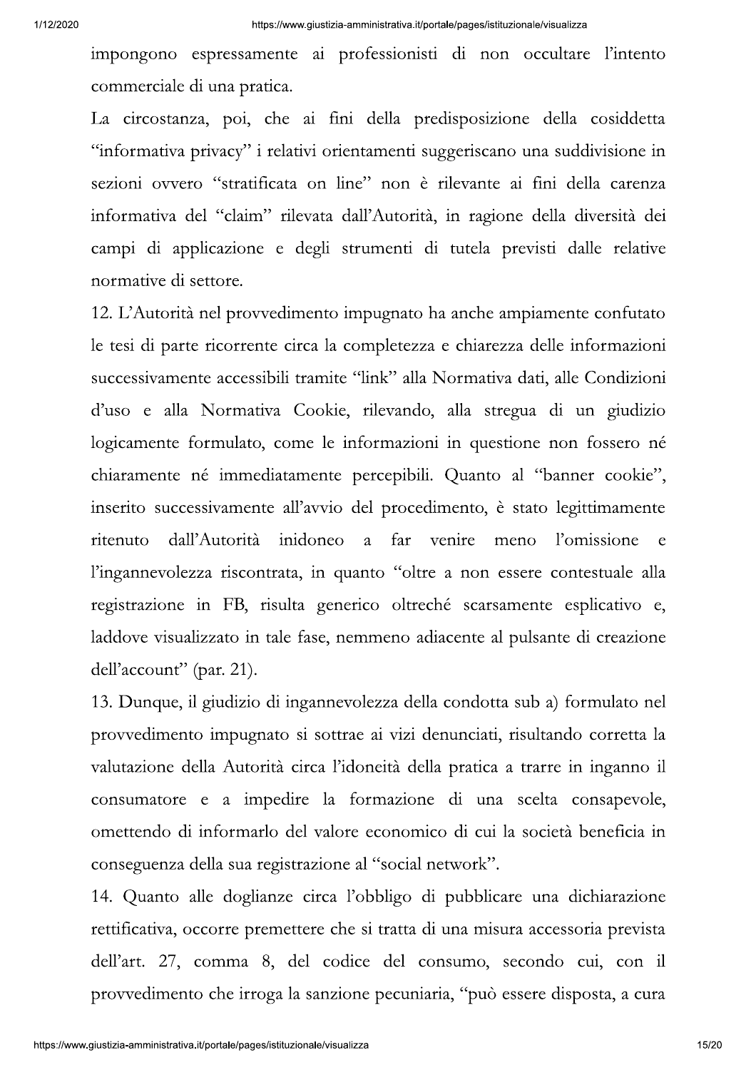impongono espressamente ai professionisti di non occultare l'intento commerciale di una pratica.

La circostanza, poi, che ai fini della predisposizione della cosiddetta "informativa privacy" i relativi orientamenti suggeriscano una suddivisione in sezioni ovvero "stratificata on line" non è rilevante ai fini della carenza informativa del "claim" rilevata dall'Autorità, in ragione della diversità dei campi di applicazione e degli strumenti di tutela previsti dalle relative normative di settore.

12. L'Autorità nel provvedimento impugnato ha anche ampiamente confutato le tesi di parte ricorrente circa la completezza e chiarezza delle informazioni successivamente accessibili tramite "link" alla Normativa dati, alle Condizioni d'uso e alla Normativa Cookie, rilevando, alla stregua di un giudizio logicamente formulato, come le informazioni in questione non fossero né chiaramente né immediatamente percepibili. Quanto al "banner cookie", inserito successivamente all'avvio del procedimento, è stato legittimamente ritenuto dall'Autorità inidoneo a far venire meno l'omissione e l'ingannevolezza riscontrata, in quanto "oltre a non essere contestuale alla registrazione in FB, risulta generico oltreché scarsamente esplicativo e, laddove visualizzato in tale fase, nemmeno adiacente al pulsante di creazione dell'account" (par. 21).

13. Dunque, il giudizio di ingannevolezza della condotta sub a) formulato nel provvedimento impugnato si sottrae ai vizi denunciati, risultando corretta la valutazione della Autorità circa l'idoneità della pratica a trarre in inganno il consumatore e a impedire la formazione di una scelta consapevole, omettendo di informarlo del valore economico di cui la società beneficia in conseguenza della sua registrazione al "social network".

14. Quanto alle doglianze circa l'obbligo di pubblicare una dichiarazione rettificativa, occorre premettere che si tratta di una misura accessoria prevista dell'art. 27, comma 8, del codice del consumo, secondo cui, con il provvedimento che irroga la sanzione pecuniaria, "può essere disposta, a cura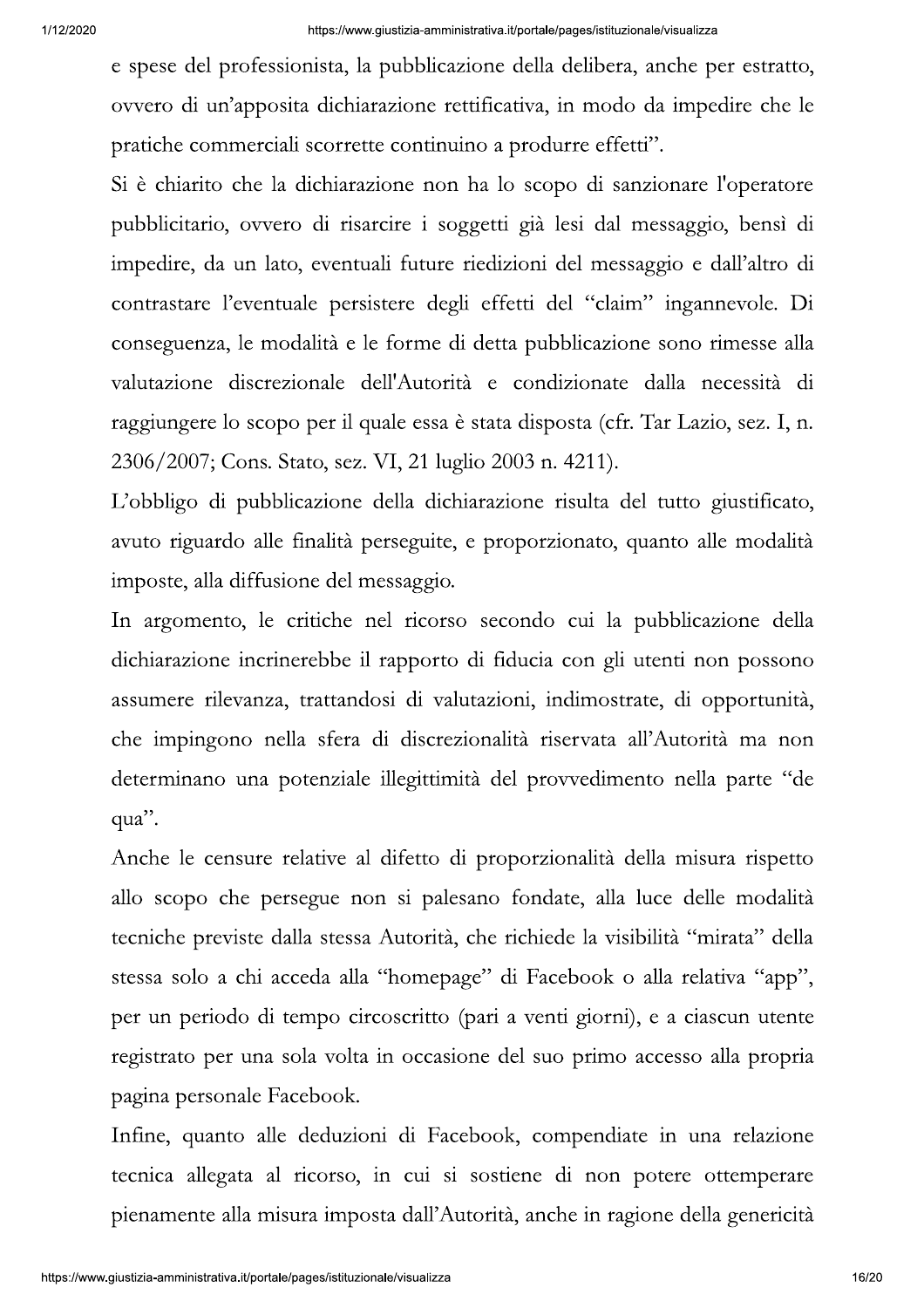e spese del professionista, la pubblicazione della delibera, anche per estratto, ovvero di un'apposita dichiarazione rettificativa, in modo da impedire che le pratiche commerciali scorrette continuino a produrre effetti".

Si è chiarito che la dichiarazione non ha lo scopo di sanzionare l'operatore pubblicitario, ovvero di risarcire i soggetti già lesi dal messaggio, bensì di impedire, da un lato, eventuali future riedizioni del messaggio e dall'altro di contrastare l'eventuale persistere degli effetti del "claim" ingannevole. Di conseguenza, le modalità e le forme di detta pubblicazione sono rimesse alla valutazione discrezionale dell'Autorità e condizionate dalla necessità di raggiungere lo scopo per il quale essa è stata disposta (cfr. Tar Lazio, sez. I, n. 2306/2007; Cons. Stato, sez. VI, 21 luglio 2003 n. 4211).

L'obbligo di pubblicazione della dichiarazione risulta del tutto giustificato, avuto riguardo alle finalità perseguite, e proporzionato, quanto alle modalità imposte, alla diffusione del messaggio.

In argomento, le critiche nel ricorso secondo cui la pubblicazione della dichiarazione incrinerebbe il rapporto di fiducia con gli utenti non possono assumere rilevanza, trattandosi di valutazioni, indimostrate, di opportunità, che impingono nella sfera di discrezionalità riservata all'Autorità ma non determinano una potenziale illegittimità del provvedimento nella parte "de qua".

Anche le censure relative al difetto di proporzionalità della misura rispetto allo scopo che persegue non si palesano fondate, alla luce delle modalità tecniche previste dalla stessa Autorità, che richiede la visibilità "mirata" della stessa solo a chi acceda alla "homepage" di Facebook o alla relativa "app", per un periodo di tempo circoscritto (pari a venti giorni), e a ciascun utente registrato per una sola volta in occasione del suo primo accesso alla propria pagina personale Facebook.

Infine, quanto alle deduzioni di Facebook, compendiate in una relazione tecnica allegata al ricorso, in cui si sostiene di non potere ottemperare pienamente alla misura imposta dall'Autorità, anche in ragione della genericità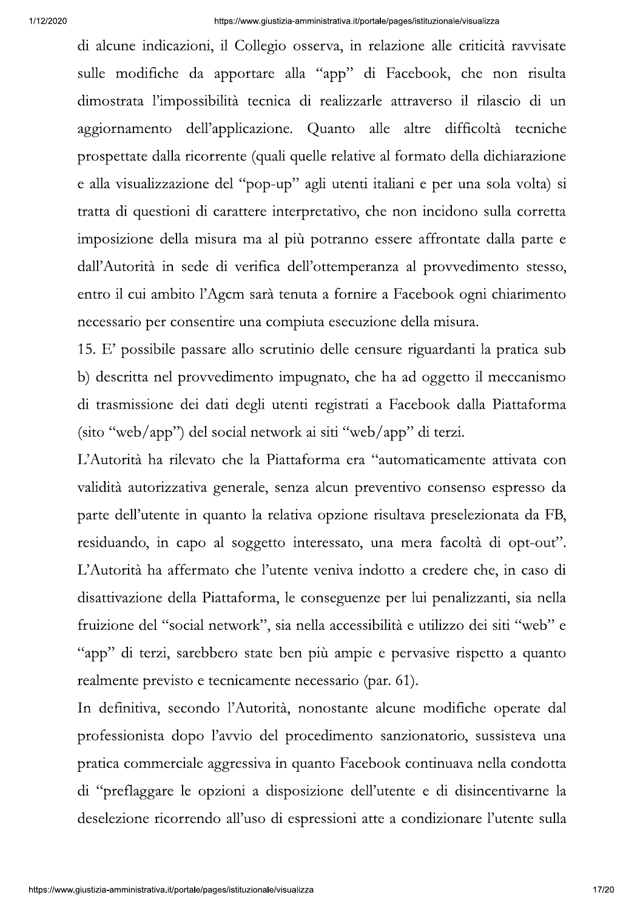di alcune indicazioni, il Collegio osserva, in relazione alle criticità ravvisate sulle modifiche da apportare alla "app" di Facebook, che non risulta dimostrata l'impossibilità tecnica di realizzarle attraverso il rilascio di un aggiornamento dell'applicazione. Quanto alle altre difficoltà tecniche prospettate dalla ricorrente (quali quelle relative al formato della dichiarazione e alla visualizzazione del "pop-up" agli utenti italiani e per una sola volta) si tratta di questioni di carattere interpretativo, che non incidono sulla corretta imposizione della misura ma al più potranno essere affrontate dalla parte e dall'Autorità in sede di verifica dell'ottemperanza al provvedimento stesso, entro il cui ambito l'Agcm sarà tenuta a fornire a Facebook ogni chiarimento necessario per consentire una compiuta esecuzione della misura.

15. E' possibile passare allo scrutinio delle censure riguardanti la pratica sub b) descritta nel provvedimento impugnato, che ha ad oggetto il meccanismo di trasmissione dei dati degli utenti registrati a Facebook dalla Piattaforma (sito "web/app") del social network ai siti "web/app" di terzi.

L'Autorità ha rilevato che la Piattaforma era "automaticamente attivata con validità autorizzativa generale, senza alcun preventivo consenso espresso da parte dell'utente in quanto la relativa opzione risultava preselezionata da FB, residuando, in capo al soggetto interessato, una mera facoltà di opt-out". L'Autorità ha affermato che l'utente veniva indotto a credere che, in caso di disattivazione della Piattaforma, le conseguenze per lui penalizzanti, sia nella fruizione del "social network", sia nella accessibilità e utilizzo dei siti "web" e "app" di terzi, sarebbero state ben più ampie e pervasive rispetto a quanto realmente previsto e tecnicamente necessario (par. 61).

In definitiva, secondo l'Autorità, nonostante alcune modifiche operate dal professionista dopo l'avvio del procedimento sanzionatorio, sussisteva una pratica commerciale aggressiva in quanto Facebook continuava nella condotta di "preflaggare le opzioni a disposizione dell'utente e di disincentivarne la deselezione ricorrendo all'uso di espressioni atte a condizionare l'utente sulla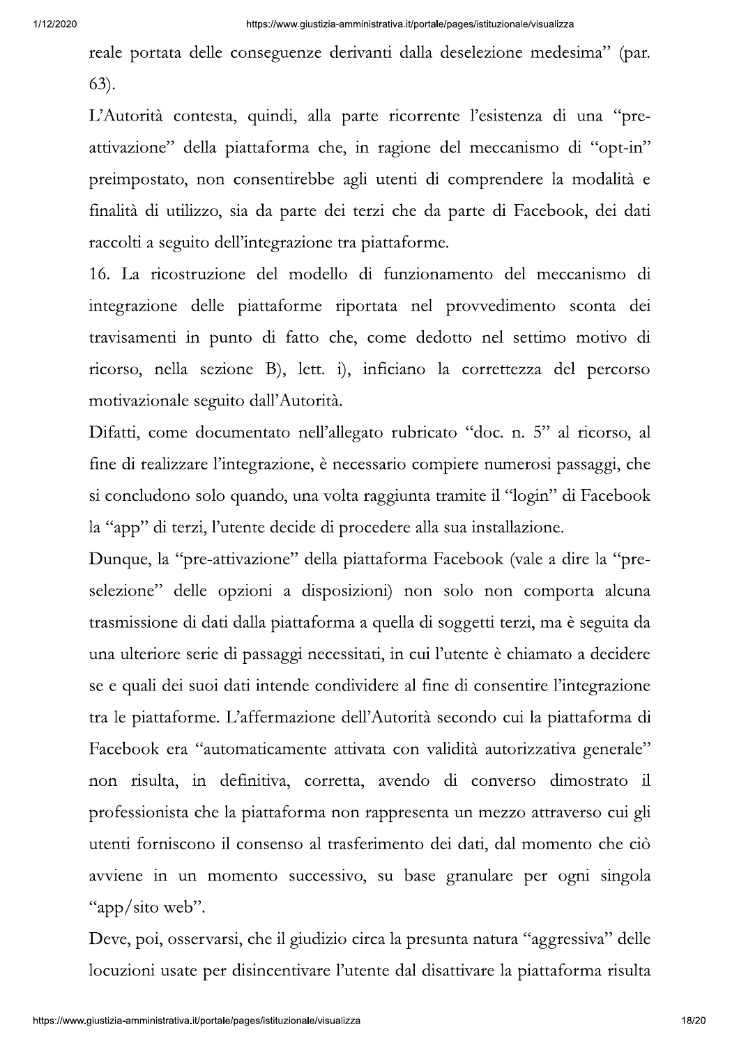reale portata delle conseguenze derivanti dalla deselezione medesima" (par. 63).

L'Autorità contesta, quindi, alla parte ricorrente l'esistenza di una "pre-attivazione" della piattaforma che, in ragione del meccanismo di "opt-in" preimpostato, non consentirebbe agli utenti di comprendere la modalità e finalità di utilizzo, sia da parte dei terzi che da parte di Facebook, dei dati raccolti a seguito dell'integrazione tra piattaforme.

16. La ricostruzione del modello di funzionamento del meccanismo di integrazione delle piattaforme riportata nel provvedimento sconta dei travisamenti in punto di fatto che, come dedotto nel settimo motivo di ricorso, nella sezione B), lett. i), inficiano la correttezza del percorso motivazionale seguito dall'Autorità.

Difatti, come documentato nell'allegato rubricato "doc. n. 5" al ricorso, al fine di realizzare l'integrazione, è necessario compiere numerosi passaggi, che si concludono solo quando, una volta raggiunta tramite il "login" di Facebook la "app" di terzi, l'utente decide di procedere alla sua installazione.

Dunque, la "pre-attivazione" della piattaforma Facebook (vale a dire la "pre-selezione" delle opzioni a disposizioni) non solo non comporta alcuna trasmissione di dati dalla piattaforma a quella di soggetti terzi, ma è seguita da una ulteriore serie di passaggi necessitati, in cui l'utente è chiamato a decidere se e quali dei suoi dati intende condividere al fine di consentire l'integrazione tra le piattaforme. L'affermazione dell'Autorità secondo cui la piattaforma di Facebook era "automaticamente attivata con validità autorizzativa generale" non risulta, in definitiva, corretta, avendo di converso dimostrato il professionista che la piattaforma non rappresenta un mezzo attraverso cui gli utenti forniscono il consenso al trasferimento dei dati, dal momento che ciò avviene in un momento successivo, su base granulare per ogni singola "app/sito web".

Deve, poi, osservarsi, che il giudizio circa la presunta natura "aggressiva" delle locuzioni usate per disincentivare l'utente dal disattivare la piattaforma risulta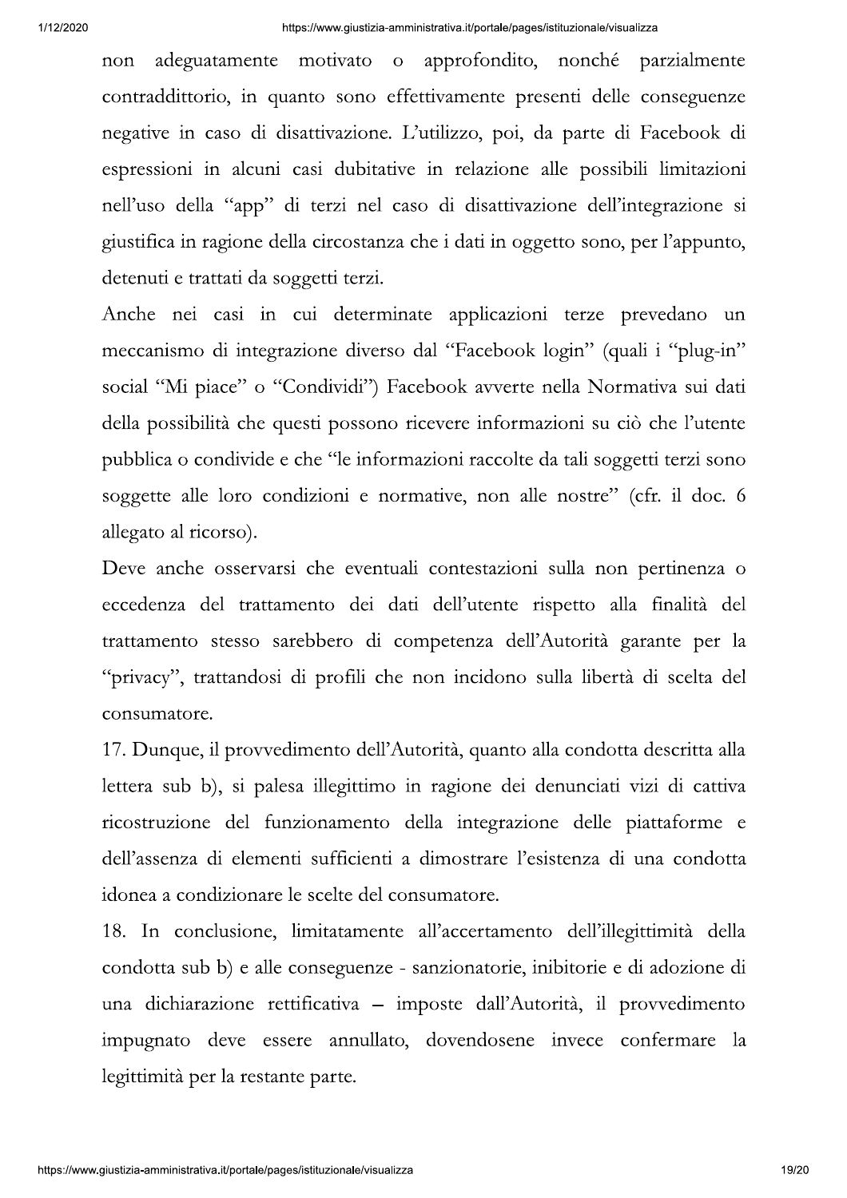non adeguatamente motivato o approfondito, nonché parzialmente contraddittorio, in quanto sono effettivamente presenti delle conseguenze negative in caso di disattivazione. L'utilizzo, poi, da parte di Facebook di espressioni in alcuni casi dubitative in relazione alle possibili limitazioni nell'uso della "app" di terzi nel caso di disattivazione dell'integrazione si giustifica in ragione della circostanza che i dati in oggetto sono, per l'appunto, detenuti e trattati da soggetti terzi.

Anche nei casi in cui determinate applicazioni terze prevedano un meccanismo di integrazione diverso dal "Facebook login" (quali i "plug-in" social "Mi piace" o "Condividi") Facebook avverte nella Normativa sui dati della possibilità che questi possono ricevere informazioni su ciò che l'utente pubblica o condivide e che "le informazioni raccolte da tali soggetti terzi sono soggette alle loro condizioni e normative, non alle nostre" (cfr. il doc. 6 allegato al ricorso).

Deve anche osservarsi che eventuali contestazioni sulla non pertinenza o eccedenza del trattamento dei dati dell'utente rispetto alla finalità del trattamento stesso sarebbero di competenza dell'Autorità garante per la "privacy", trattandosi di profili che non incidono sulla libertà di scelta del consumatore.

17. Dunque, il provvedimento dell'Autorità, quanto alla condotta descritta alla lettera sub b), si palesa illegittimo in ragione dei denunciati vizi di cattiva ricostruzione del funzionamento della integrazione delle piattaforme e dell'assenza di elementi sufficienti a dimostrare l'esistenza di una condotta idonea a condizionare le scelte del consumatore.

18. In conclusione, limitatamente all'accertamento dell'illegittimità della condotta sub b) e alle conseguenze - sanzionatorie, inibitorie e di adozione di una dichiarazione rettificativa – imposte dall'Autorità, il provvedimento impugnato deve essere annullato, dovendosene invece confermare la legittimità per la restante parte.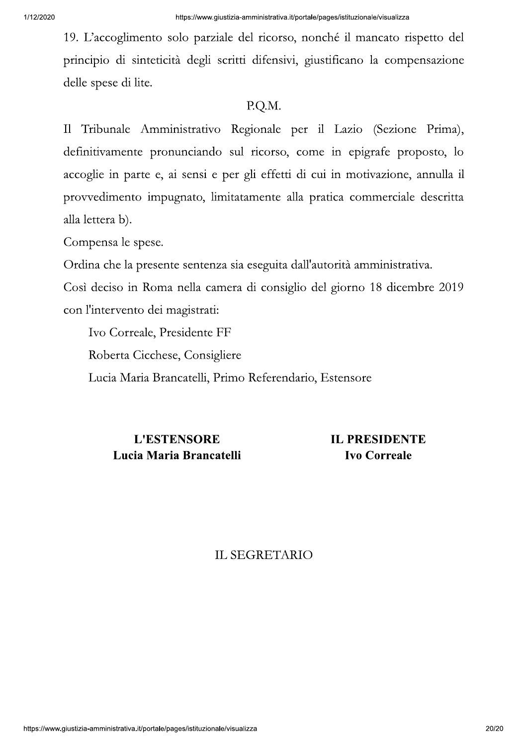19. L'accoglimento solo parziale del ricorso, nonché il mancato rispetto del principio di sinteticità degli scritti difensivi, giustificano la compensazione delle spese di lite.

P.Q.M.

Il Tribunale Amministrativo Regionale per il Lazio (Sezione Prima), definitivamente pronunciando sul ricorso, come in epigrafe proposto, lo accoglie in parte e, ai sensi e per gli effetti di cui in motivazione, annulla il provvedimento impugnato, limitatamente alla pratica commerciale descritta alla lettera b).

Compensa le spese.

Ordina che la presente sentenza sia eseguita dall'autorità amministrativa.

Così deciso in Roma nella camera di consiglio del giorno 18 dicembre 2019 con l'intervento dei magistrati:

Ivo Correale, Presidente FF

Roberta Cicchese, Consigliere

Lucia Maria Brancatelli, Primo Referendario, Estensore

**L'ESTENSORE**
**Lucia Maria Brancatelli**

**IL PRESIDENTE**
**Ivo Correale**

IL SEGRETARIO